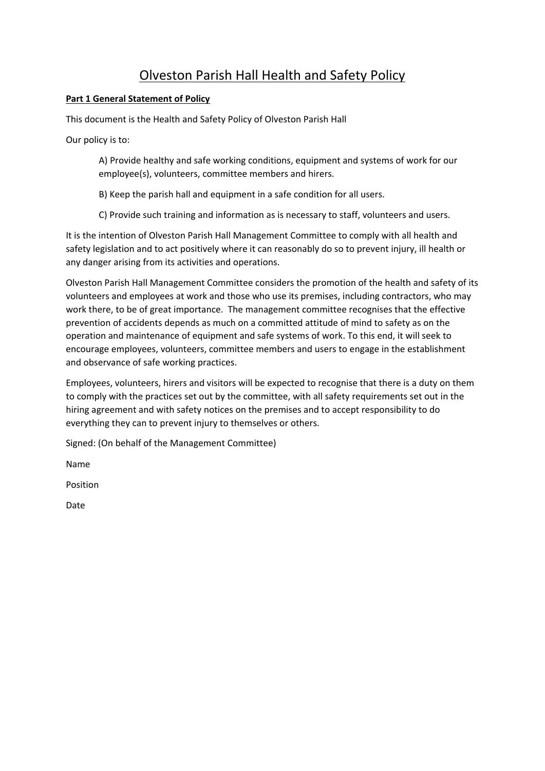# Olveston Parish Hall Health and Safety Policy

**Part 1 General Statement of Policy**

This document is the Health and Safety Policy of Olveston Parish Hall

Our policy is to:

> A) Provide healthy and safe working conditions, equipment and systems of work for our employee(s), volunteers, committee members and hirers.
>
> B) Keep the parish hall and equipment in a safe condition for all users.
>
> C) Provide such training and information as is necessary to staff, volunteers and users.

It is the intention of Olveston Parish Hall Management Committee to comply with all health and safety legislation and to act positively where it can reasonably do so to prevent injury, ill health or any danger arising from its activities and operations.

Olveston Parish Hall Management Committee considers the promotion of the health and safety of its volunteers and employees at work and those who use its premises, including contractors, who may work there, to be of great importance. The management committee recognises that the effective prevention of accidents depends as much on a committed attitude of mind to safety as on the operation and maintenance of equipment and safe systems of work. To this end, it will seek to encourage employees, volunteers, committee members and users to engage in the establishment and observance of safe working practices.

Employees, volunteers, hirers and visitors will be expected to recognise that there is a duty on them to comply with the practices set out by the committee, with all safety requirements set out in the hiring agreement and with safety notices on the premises and to accept responsibility to do everything they can to prevent injury to themselves or others.

Signed: (On behalf of the Management Committee)

Name

Position

Date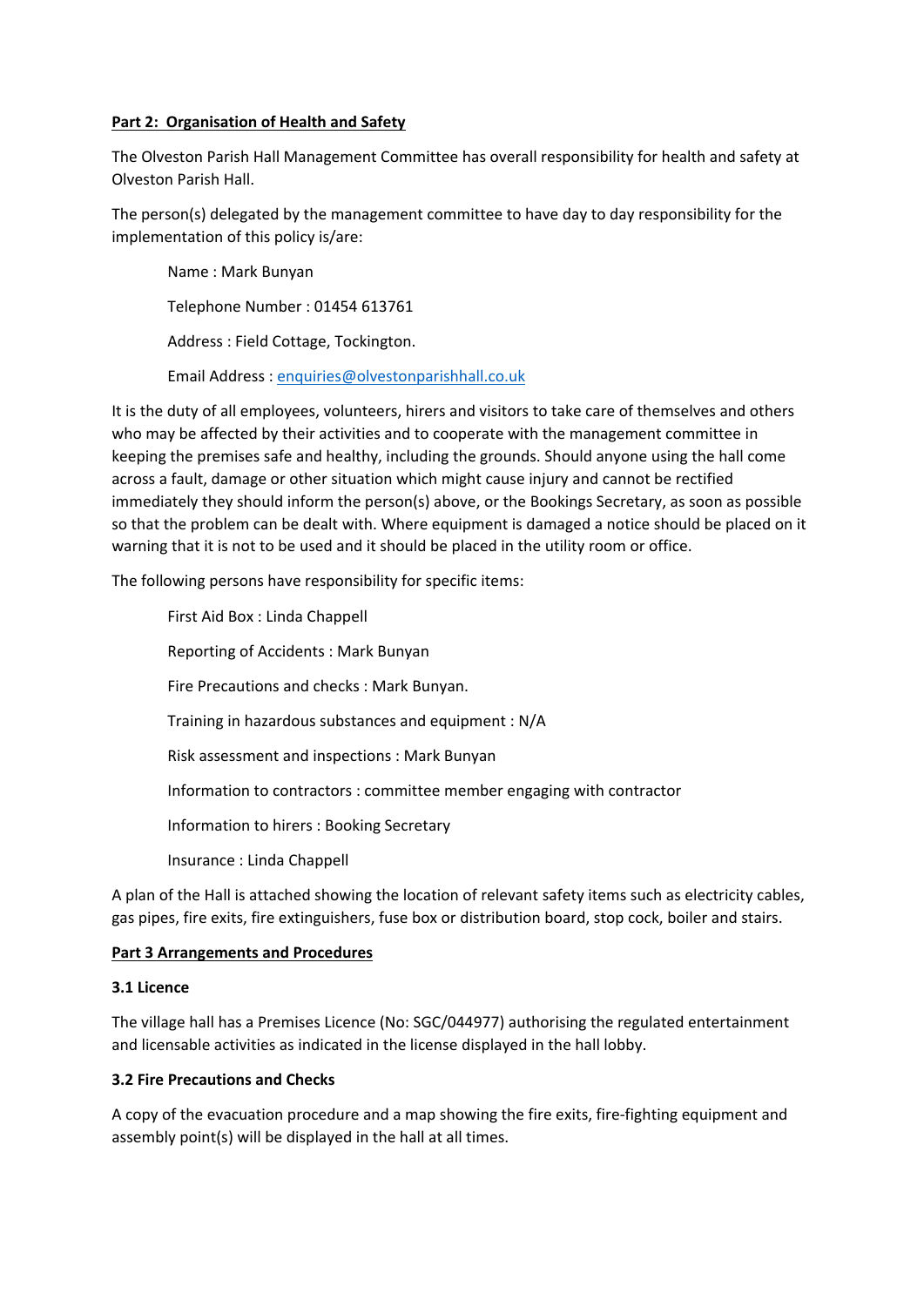## Part 2: Organisation of Health and Safety

The Olveston Parish Hall Management Committee has overall responsibility for health and safety at Olveston Parish Hall.

The person(s) delegated by the management committee to have day to day responsibility for the implementation of this policy is/are:

Name : Mark Bunyan

Telephone Number : 01454 613761

Address : Field Cottage, Tockington.

Email Address : enquiries@olvestonparishhall.co.uk

It is the duty of all employees, volunteers, hirers and visitors to take care of themselves and others who may be affected by their activities and to cooperate with the management committee in keeping the premises safe and healthy, including the grounds. Should anyone using the hall come across a fault, damage or other situation which might cause injury and cannot be rectified immediately they should inform the person(s) above, or the Bookings Secretary, as soon as possible so that the problem can be dealt with. Where equipment is damaged a notice should be placed on it warning that it is not to be used and it should be placed in the utility room or office.

The following persons have responsibility for specific items:

First Aid Box : Linda Chappell

Reporting of Accidents : Mark Bunyan

Fire Precautions and checks : Mark Bunyan.

Training in hazardous substances and equipment : N/A

Risk assessment and inspections : Mark Bunyan

Information to contractors : committee member engaging with contractor

Information to hirers : Booking Secretary

Insurance : Linda Chappell

A plan of the Hall is attached showing the location of relevant safety items such as electricity cables, gas pipes, fire exits, fire extinguishers, fuse box or distribution board, stop cock, boiler and stairs.

## Part 3 Arrangements and Procedures

### 3.1 Licence

The village hall has a Premises Licence (No: SGC/044977) authorising the regulated entertainment and licensable activities as indicated in the license displayed in the hall lobby.

### 3.2 Fire Precautions and Checks

A copy of the evacuation procedure and a map showing the fire exits, fire-fighting equipment and assembly point(s) will be displayed in the hall at all times.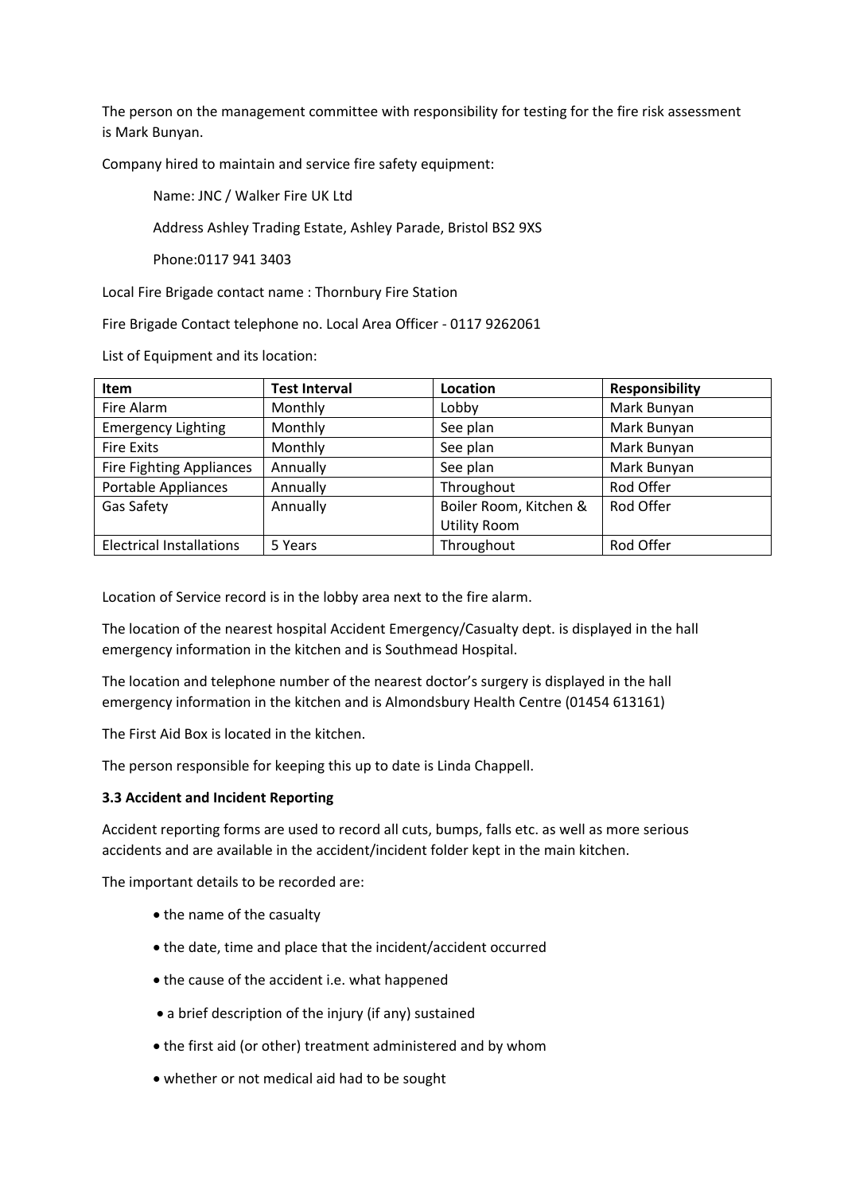The person on the management committee with responsibility for testing for the fire risk assessment is Mark Bunyan.

Company hired to maintain and service fire safety equipment:

Name: JNC / Walker Fire UK Ltd

Address Ashley Trading Estate, Ashley Parade, Bristol BS2 9XS

Phone:0117 941 3403

Local Fire Brigade contact name : Thornbury Fire Station

Fire Brigade Contact telephone no. Local Area Officer - 0117 9262061

List of Equipment and its location:

| Item | Test Interval | Location | Responsibility |
|---|---|---|---|
| Fire Alarm | Monthly | Lobby | Mark Bunyan |
| Emergency Lighting | Monthly | See plan | Mark Bunyan |
| Fire Exits | Monthly | See plan | Mark Bunyan |
| Fire Fighting Appliances | Annually | See plan | Mark Bunyan |
| Portable Appliances | Annually | Throughout | Rod Offer |
| Gas Safety | Annually | Boiler Room, Kitchen & Utility Room | Rod Offer |
| Electrical Installations | 5 Years | Throughout | Rod Offer |

Location of Service record is in the lobby area next to the fire alarm.

The location of the nearest hospital Accident Emergency/Casualty dept. is displayed in the hall emergency information in the kitchen and is Southmead Hospital.

The location and telephone number of the nearest doctor's surgery is displayed in the hall emergency information in the kitchen and is Almondsbury Health Centre (01454 613161)

The First Aid Box is located in the kitchen.

The person responsible for keeping this up to date is Linda Chappell.

**3.3 Accident and Incident Reporting**

Accident reporting forms are used to record all cuts, bumps, falls etc. as well as more serious accidents and are available in the accident/incident folder kept in the main kitchen.

The important details to be recorded are:

- the name of the casualty
- the date, time and place that the incident/accident occurred
- the cause of the accident i.e. what happened
- a brief description of the injury (if any) sustained
- the first aid (or other) treatment administered and by whom
- whether or not medical aid had to be sought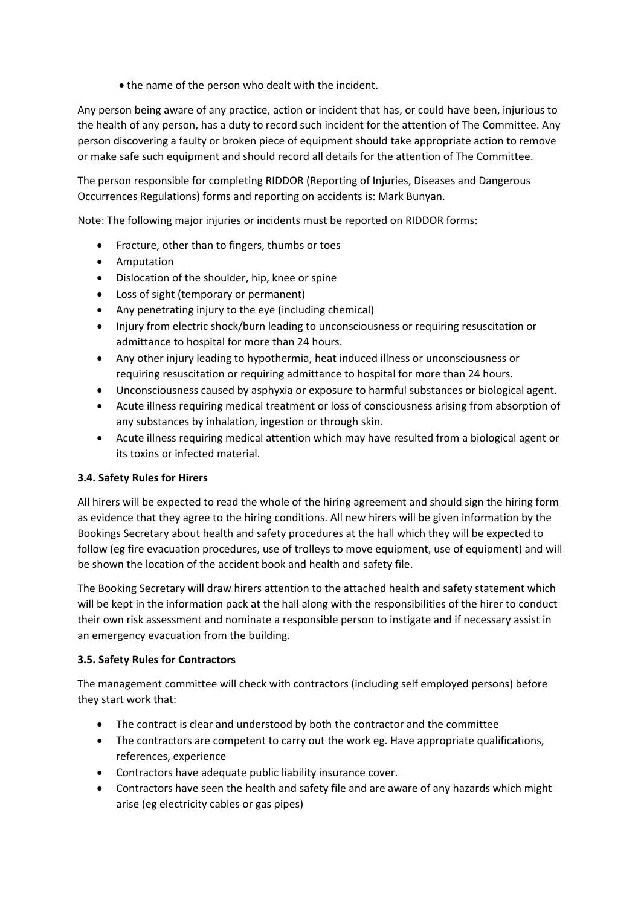- the name of the person who dealt with the incident.

Any person being aware of any practice, action or incident that has, or could have been, injurious to the health of any person, has a duty to record such incident for the attention of The Committee. Any person discovering a faulty or broken piece of equipment should take appropriate action to remove or make safe such equipment and should record all details for the attention of The Committee.

The person responsible for completing RIDDOR (Reporting of Injuries, Diseases and Dangerous Occurrences Regulations) forms and reporting on accidents is: Mark Bunyan.

Note: The following major injuries or incidents must be reported on RIDDOR forms:

- Fracture, other than to fingers, thumbs or toes
- Amputation
- Dislocation of the shoulder, hip, knee or spine
- Loss of sight (temporary or permanent)
- Any penetrating injury to the eye (including chemical)
- Injury from electric shock/burn leading to unconsciousness or requiring resuscitation or admittance to hospital for more than 24 hours.
- Any other injury leading to hypothermia, heat induced illness or unconsciousness or requiring resuscitation or requiring admittance to hospital for more than 24 hours.
- Unconsciousness caused by asphyxia or exposure to harmful substances or biological agent.
- Acute illness requiring medical treatment or loss of consciousness arising from absorption of any substances by inhalation, ingestion or through skin.
- Acute illness requiring medical attention which may have resulted from a biological agent or its toxins or infected material.

### 3.4. Safety Rules for Hirers

All hirers will be expected to read the whole of the hiring agreement and should sign the hiring form as evidence that they agree to the hiring conditions. All new hirers will be given information by the Bookings Secretary about health and safety procedures at the hall which they will be expected to follow (eg fire evacuation procedures, use of trolleys to move equipment, use of equipment) and will be shown the location of the accident book and health and safety file.

The Booking Secretary will draw hirers attention to the attached health and safety statement which will be kept in the information pack at the hall along with the responsibilities of the hirer to conduct their own risk assessment and nominate a responsible person to instigate and if necessary assist in an emergency evacuation from the building.

### 3.5. Safety Rules for Contractors

The management committee will check with contractors (including self employed persons) before they start work that:

- The contract is clear and understood by both the contractor and the committee
- The contractors are competent to carry out the work eg. Have appropriate qualifications, references, experience
- Contractors have adequate public liability insurance cover.
- Contractors have seen the health and safety file and are aware of any hazards which might arise (eg electricity cables or gas pipes)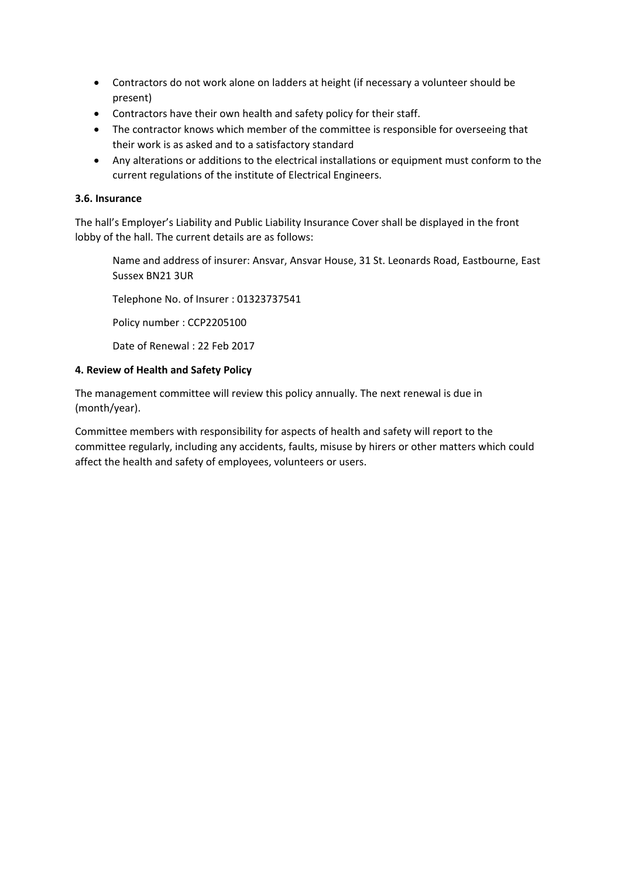- Contractors do not work alone on ladders at height (if necessary a volunteer should be present)
- Contractors have their own health and safety policy for their staff.
- The contractor knows which member of the committee is responsible for overseeing that their work is as asked and to a satisfactory standard
- Any alterations or additions to the electrical installations or equipment must conform to the current regulations of the institute of Electrical Engineers.

**3.6. Insurance**

The hall's Employer's Liability and Public Liability Insurance Cover shall be displayed in the front lobby of the hall. The current details are as follows:

> Name and address of insurer: Ansvar, Ansvar House, 31 St. Leonards Road, Eastbourne, East Sussex BN21 3UR
>
> Telephone No. of Insurer : 01323737541
>
> Policy number : CCP2205100
>
> Date of Renewal : 22 Feb 2017

**4. Review of Health and Safety Policy**

The management committee will review this policy annually. The next renewal is due in (month/year).

Committee members with responsibility for aspects of health and safety will report to the committee regularly, including any accidents, faults, misuse by hirers or other matters which could affect the health and safety of employees, volunteers or users.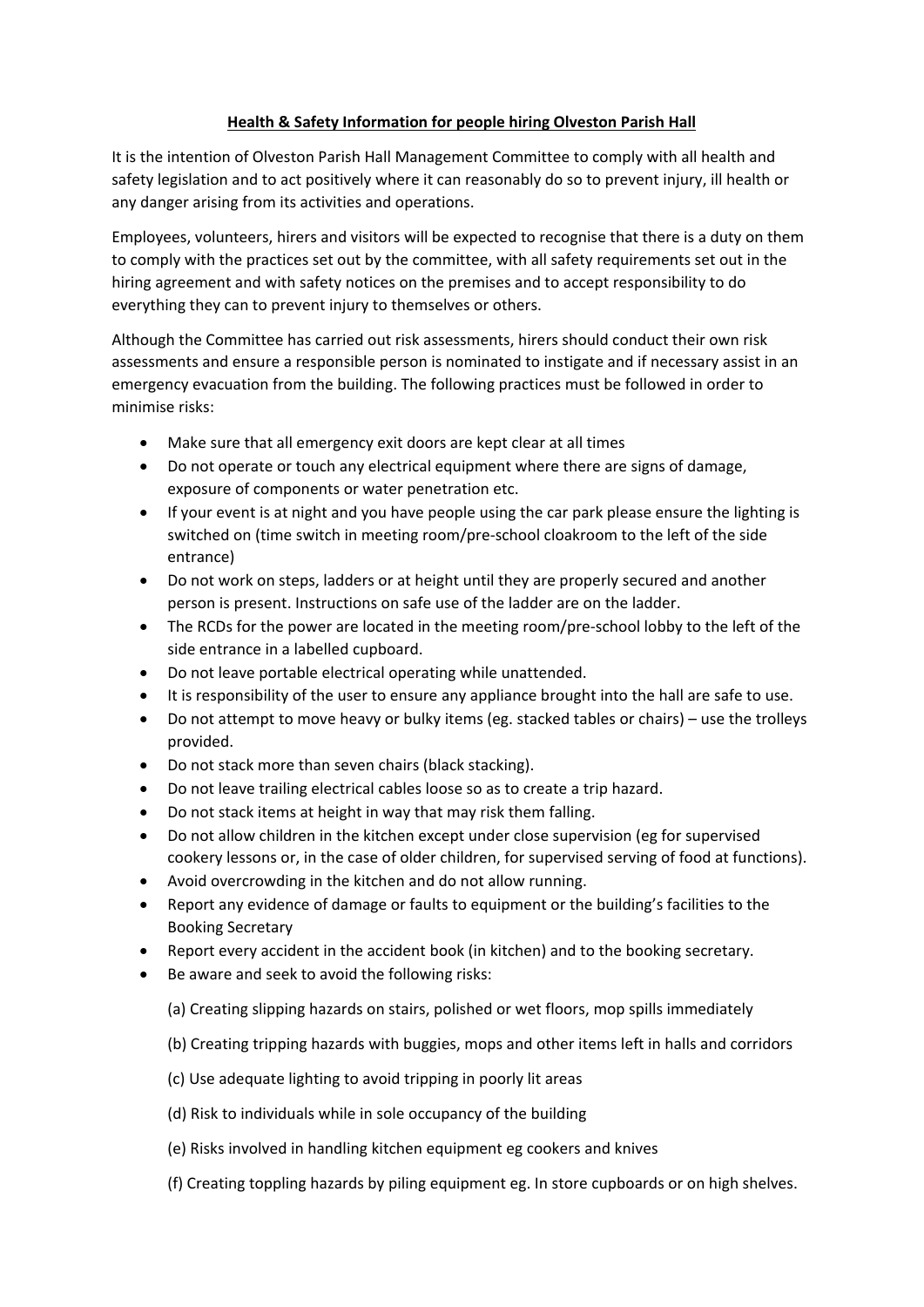**Health & Safety Information for people hiring Olveston Parish Hall**

It is the intention of Olveston Parish Hall Management Committee to comply with all health and safety legislation and to act positively where it can reasonably do so to prevent injury, ill health or any danger arising from its activities and operations.

Employees, volunteers, hirers and visitors will be expected to recognise that there is a duty on them to comply with the practices set out by the committee, with all safety requirements set out in the hiring agreement and with safety notices on the premises and to accept responsibility to do everything they can to prevent injury to themselves or others.

Although the Committee has carried out risk assessments, hirers should conduct their own risk assessments and ensure a responsible person is nominated to instigate and if necessary assist in an emergency evacuation from the building. The following practices must be followed in order to minimise risks:

- Make sure that all emergency exit doors are kept clear at all times
- Do not operate or touch any electrical equipment where there are signs of damage, exposure of components or water penetration etc.
- If your event is at night and you have people using the car park please ensure the lighting is switched on (time switch in meeting room/pre-school cloakroom to the left of the side entrance)
- Do not work on steps, ladders or at height until they are properly secured and another person is present. Instructions on safe use of the ladder are on the ladder.
- The RCDs for the power are located in the meeting room/pre-school lobby to the left of the side entrance in a labelled cupboard.
- Do not leave portable electrical operating while unattended.
- It is responsibility of the user to ensure any appliance brought into the hall are safe to use.
- Do not attempt to move heavy or bulky items (eg. stacked tables or chairs) – use the trolleys provided.
- Do not stack more than seven chairs (black stacking).
- Do not leave trailing electrical cables loose so as to create a trip hazard.
- Do not stack items at height in way that may risk them falling.
- Do not allow children in the kitchen except under close supervision (eg for supervised cookery lessons or, in the case of older children, for supervised serving of food at functions).
- Avoid overcrowding in the kitchen and do not allow running.
- Report any evidence of damage or faults to equipment or the building's facilities to the Booking Secretary
- Report every accident in the accident book (in kitchen) and to the booking secretary.
- Be aware and seek to avoid the following risks:

  (a) Creating slipping hazards on stairs, polished or wet floors, mop spills immediately

  (b) Creating tripping hazards with buggies, mops and other items left in halls and corridors

  (c) Use adequate lighting to avoid tripping in poorly lit areas

  (d) Risk to individuals while in sole occupancy of the building

  (e) Risks involved in handling kitchen equipment eg cookers and knives

  (f) Creating toppling hazards by piling equipment eg. In store cupboards or on high shelves.